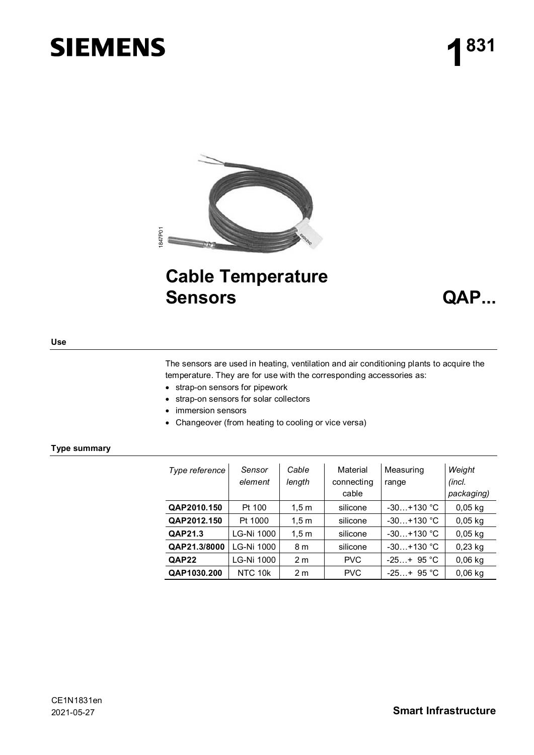# SIEMENS

# 1[831]

# Cable Temperature Sensors QAP...

## Use

The sensors are used in heating, ventilation and air conditioning plants to acquire the temperature. They are for use with the corresponding accessories as:

- strap-on sensors for pipework
- strap-on sensors for solar collectors
- immersion sensors
- Changeover (from heating to cooling or vice versa)

## Type summary

| *Type reference* | *Sensor element* | *Cable length* | Material connecting cable | Measuring range | *Weight (incl. packaging)* |
|---|---|---|---|---|---|
| **QAP2010.150** | Pt 100 | 1,5 m | silicone | -30…+130 °C | 0,05 kg |
| **QAP2012.150** | Pt 1000 | 1,5 m | silicone | -30…+130 °C | 0,05 kg |
| **QAP21.3** | LG-Ni 1000 | 1,5 m | silicone | -30…+130 °C | 0,05 kg |
| **QAP21.3/8000** | LG-Ni 1000 | 8 m | silicone | -30…+130 °C | 0,23 kg |
| **QAP22** | LG-Ni 1000 | 2 m | PVC | -25…+ 95 °C | 0,06 kg |
| **QAP1030.200** | NTC 10k | 2 m | PVC | -25…+ 95 °C | 0,06 kg |

CE1N1831en
2021-05-27

**Smart Infrastructure**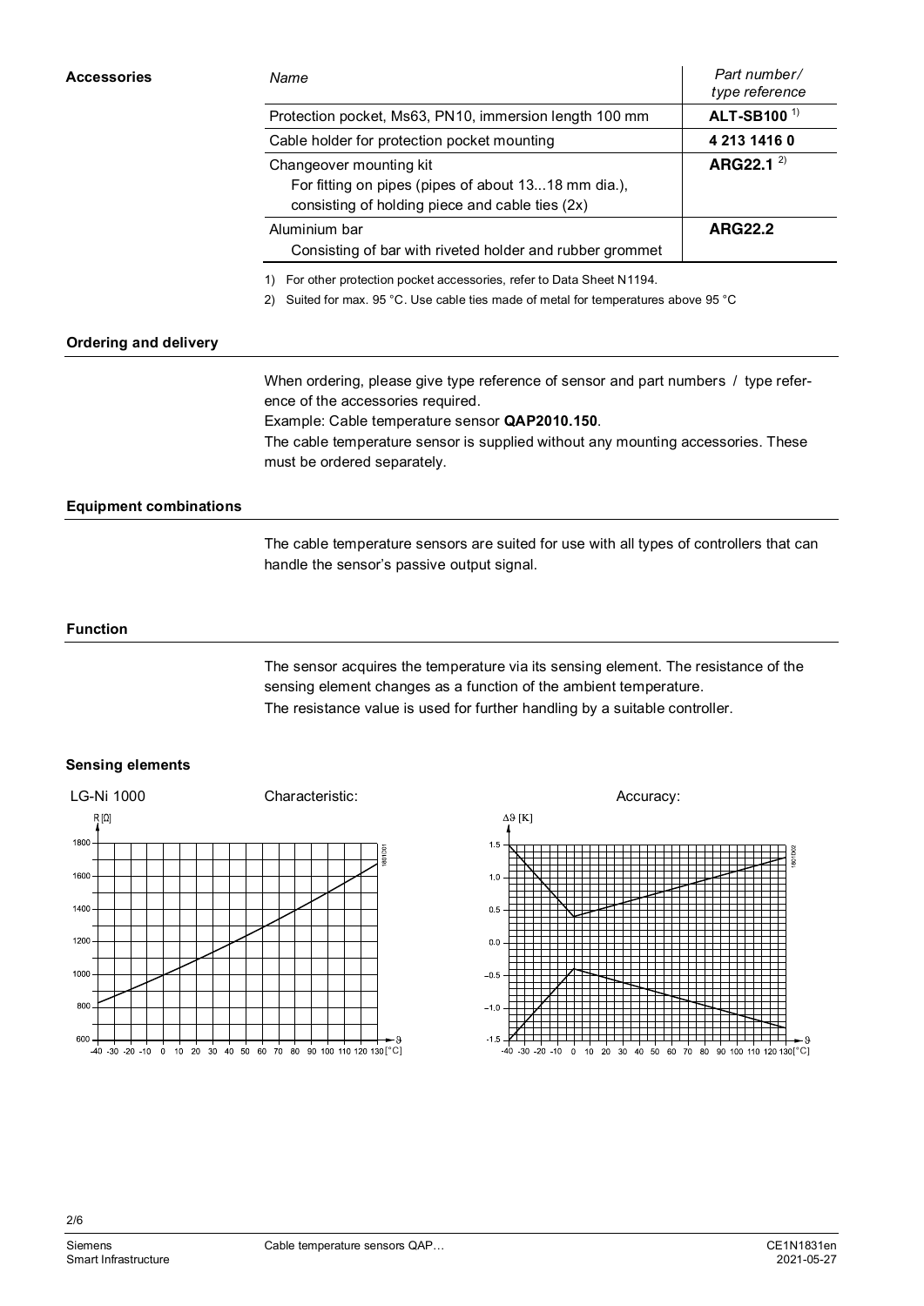## Accessories

| *Name* | *Part number/ type reference* |
|---|---|
| Protection pocket, Ms63, PN10, immersion length 100 mm | **ALT-SB100** [1] |
| Cable holder for protection pocket mounting | **4 213 1416 0** |
| Changeover mounting kit<br>For fitting on pipes (pipes of about 13...18 mm dia.), consisting of holding piece and cable ties (2x) | **ARG22.1** [2] |
| Aluminium bar<br>Consisting of bar with riveted holder and rubber grommet | **ARG22.2** |

1) For other protection pocket accessories, refer to Data Sheet N1194.

2) Suited for max. 95 °C. Use cable ties made of metal for temperatures above 95 °C

## Ordering and delivery

When ordering, please give type reference of sensor and part numbers / type reference of the accessories required.
Example: Cable temperature sensor **QAP2010.150**.
The cable temperature sensor is supplied without any mounting accessories. These must be ordered separately.

## Equipment combinations

The cable temperature sensors are suited for use with all types of controllers that can handle the sensor's passive output signal.

## Function

The sensor acquires the temperature via its sensing element. The resistance of the sensing element changes as a function of the ambient temperature.
The resistance value is used for further handling by a suitable controller.

## Sensing elements

LG-Ni 1000 Characteristic: Accuracy: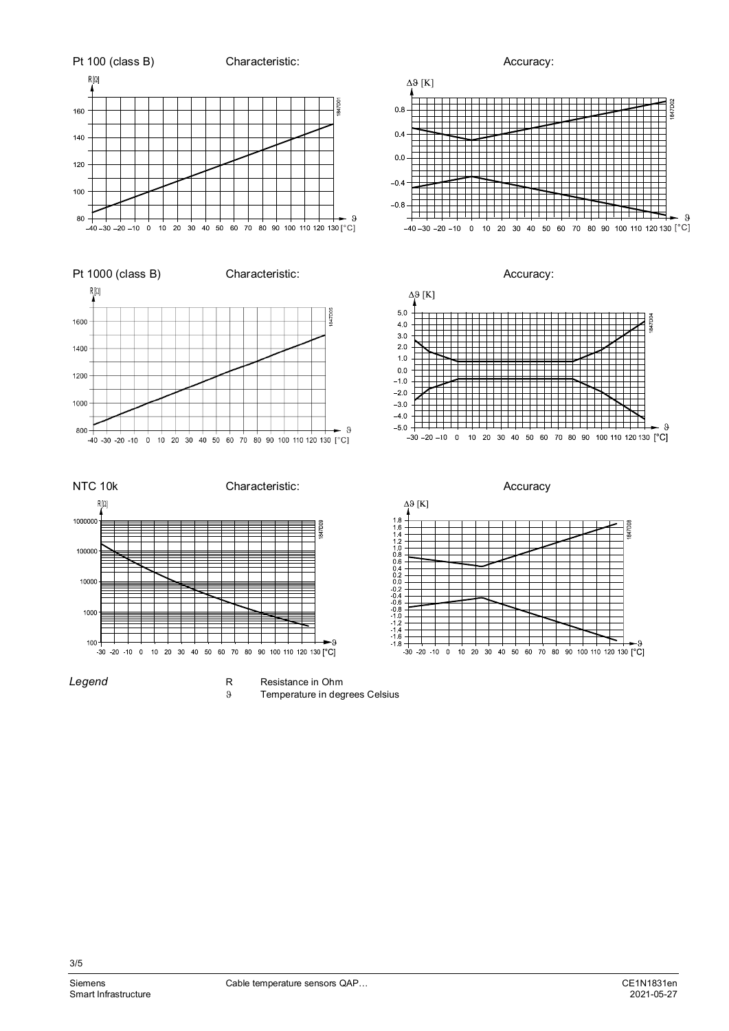Pt 100 (class B) Characteristic: Accuracy:

Pt 1000 (class B) Characteristic: Accuracy:

NTC 10k Characteristic: Accuracy

*Legend*

R Resistance in Ohm

ϑ Temperature in degrees Celsius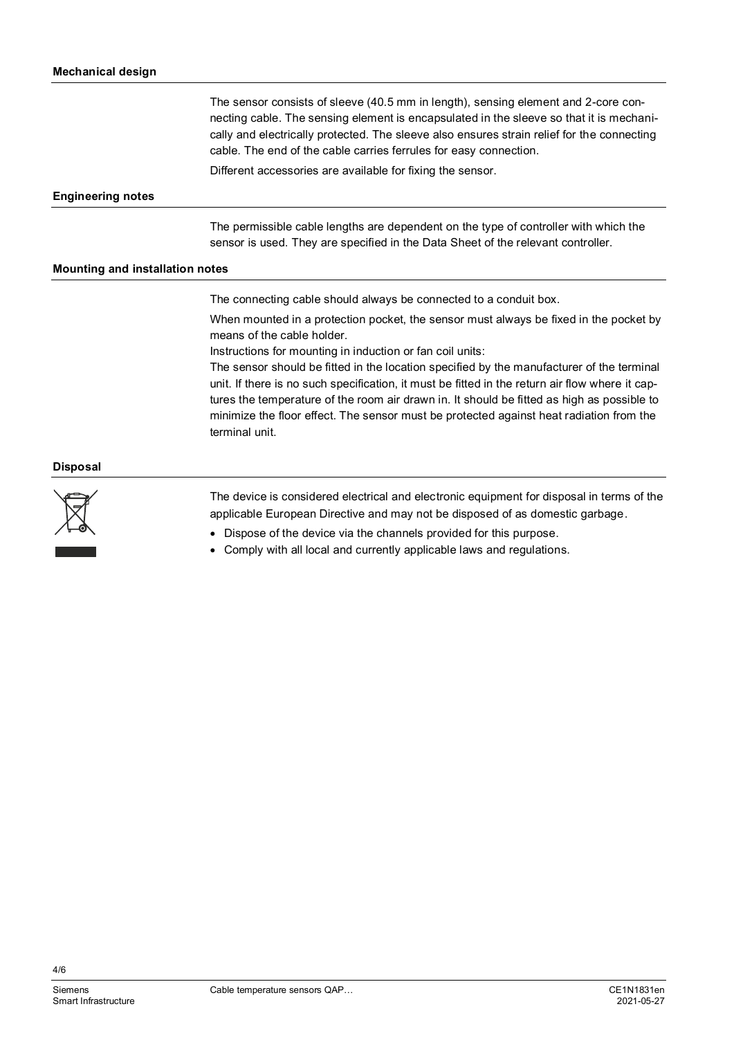## Mechanical design

The sensor consists of sleeve (40.5 mm in length), sensing element and 2-core connecting cable. The sensing element is encapsulated in the sleeve so that it is mechanically and electrically protected. The sleeve also ensures strain relief for the connecting cable. The end of the cable carries ferrules for easy connection.

Different accessories are available for fixing the sensor.

## Engineering notes

The permissible cable lengths are dependent on the type of controller with which the sensor is used. They are specified in the Data Sheet of the relevant controller.

## Mounting and installation notes

The connecting cable should always be connected to a conduit box.

When mounted in a protection pocket, the sensor must always be fixed in the pocket by means of the cable holder.

Instructions for mounting in induction or fan coil units:

The sensor should be fitted in the location specified by the manufacturer of the terminal unit. If there is no such specification, it must be fitted in the return air flow where it captures the temperature of the room air drawn in. It should be fitted as high as possible to minimize the floor effect. The sensor must be protected against heat radiation from the terminal unit.

## Disposal

The device is considered electrical and electronic equipment for disposal in terms of the applicable European Directive and may not be disposed of as domestic garbage.

- Dispose of the device via the channels provided for this purpose.
- Comply with all local and currently applicable laws and regulations.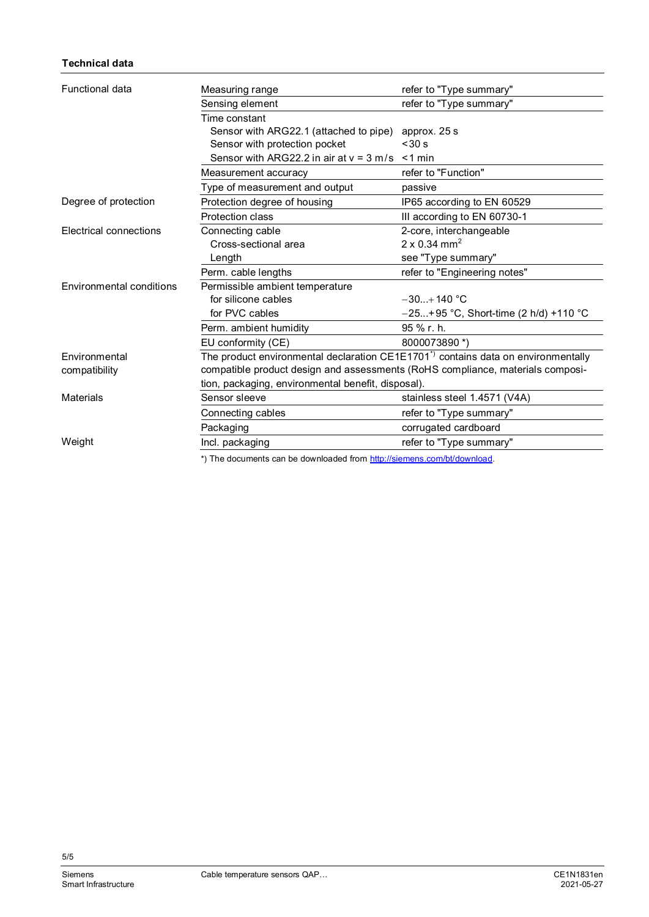#### Technical data

| | | |
|---|---|---|
| Functional data | Measuring range | refer to "Type summary" |
| | Sensing element | refer to "Type summary" |
| | Time constant<br>Sensor with ARG22.1 (attached to pipe)<br>Sensor with protection pocket<br>Sensor with ARG22.2 in air at v = 3 m/s | <br>approx. 25 s<br><30 s<br><1 min |
| | Measurement accuracy | refer to "Function" |
| | Type of measurement and output | passive |
| Degree of protection | Protection degree of housing | IP65 according to EN 60529 |
| | Protection class | III according to EN 60730-1 |
| Electrical connections | Connecting cable<br>Cross-sectional area<br>Length | 2-core, interchangeable<br>2 x 0.34 mm$^2$<br>see "Type summary" |
| | Perm. cable lengths | refer to "Engineering notes" |
| Environmental conditions | Permissible ambient temperature<br>for silicone cables<br>for PVC cables | <br>−30...+140 °C<br>−25...+95 °C, Short-time (2 h/d) +110 °C |
| | Perm. ambient humidity | 95 % r. h. |
| | EU conformity (CE) | 8000073890 *) |
| Environmental compatibility | The product environmental declaration CE1E1701*) contains data on environmentally compatible product design and assessments (RoHS compliance, materials composition, packaging, environmental benefit, disposal). | |
| Materials | Sensor sleeve | stainless steel 1.4571 (V4A) |
| | Connecting cables | refer to "Type summary" |
| | Packaging | corrugated cardboard |
| Weight | Incl. packaging | refer to "Type summary" |

*) The documents can be downloaded from http://siemens.com/bt/download.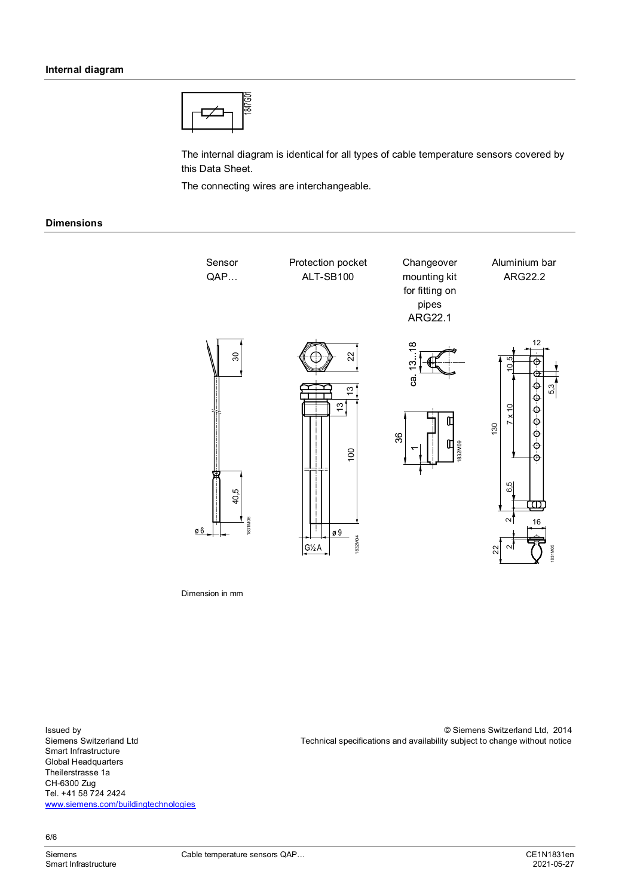## Internal diagram

1847G01

The internal diagram is identical for all types of cable temperature sensors covered by this Data Sheet.

The connecting wires are interchangeable.

## Dimensions

Sensor QAP…

Protection pocket ALT-SB100

Changeover mounting kit for fitting on pipes ARG22.1

Aluminium bar ARG22.2

30

40,5

ø 6

1831M06

22

13

13

100

ø 9

G½ A

1832M04

ca. 13...18

36

1

1832M09

12

10,5

5,3

7 x 10

130

6,5

2

16

22

2

1831M05

Dimension in mm

Issued by
Siemens Switzerland Ltd
Smart Infrastructure
Global Headquarters
Theilerstrasse 1a
CH-6300 Zug
Tel. +41 58 724 2424
www.siemens.com/buildingtechnologies

© Siemens Switzerland Ltd, 2014
Technical specifications and availability subject to change without notice